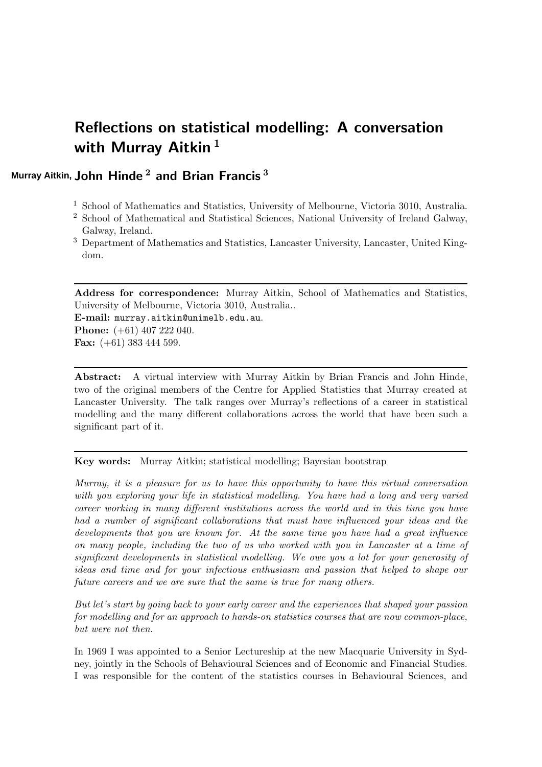# Reflections on statistical modelling: A conversation with Murray Aitkin [1]

**Murray Aitkin, John Hinde [2] and Brian Francis [3]**

[1] School of Mathematics and Statistics, University of Melbourne, Victoria 3010, Australia.
[2] School of Mathematical and Statistical Sciences, National University of Ireland Galway, Galway, Ireland.
[3] Department of Mathematics and Statistics, Lancaster University, Lancaster, United Kingdom.

---

**Address for correspondence:** Murray Aitkin, School of Mathematics and Statistics, University of Melbourne, Victoria 3010, Australia..
**E-mail:** murray.aitkin@unimelb.edu.au.
**Phone:** (+61) 407 222 040.
**Fax:** (+61) 383 444 599.

---

**Abstract:** A virtual interview with Murray Aitkin by Brian Francis and John Hinde, two of the original members of the Centre for Applied Statistics that Murray created at Lancaster University. The talk ranges over Murray's reflections of a career in statistical modelling and the many different collaborations across the world that have been such a significant part of it.

---

**Key words:** Murray Aitkin; statistical modelling; Bayesian bootstrap

*Murray, it is a pleasure for us to have this opportunity to have this virtual conversation with you exploring your life in statistical modelling. You have had a long and very varied career working in many different institutions across the world and in this time you have had a number of significant collaborations that must have influenced your ideas and the developments that you are known for. At the same time you have had a great influence on many people, including the two of us who worked with you in Lancaster at a time of significant developments in statistical modelling. We owe you a lot for your generosity of ideas and time and for your infectious enthusiasm and passion that helped to shape our future careers and we are sure that the same is true for many others.*

*But let's start by going back to your early career and the experiences that shaped your passion for modelling and for an approach to hands-on statistics courses that are now common-place, but were not then.*

In 1969 I was appointed to a Senior Lectureship at the new Macquarie University in Sydney, jointly in the Schools of Behavioural Sciences and of Economic and Financial Studies. I was responsible for the content of the statistics courses in Behavioural Sciences, and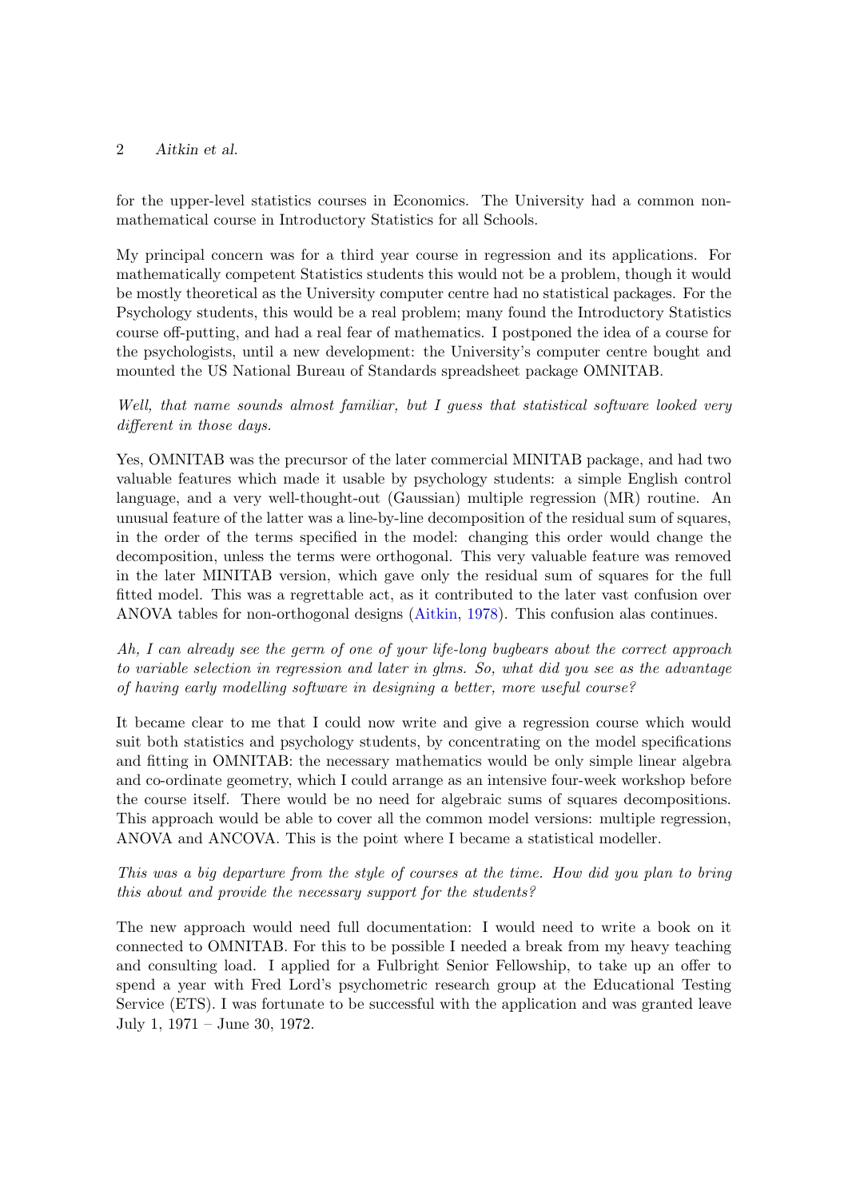for the upper-level statistics courses in Economics. The University had a common non-mathematical course in Introductory Statistics for all Schools.

My principal concern was for a third year course in regression and its applications. For mathematically competent Statistics students this would not be a problem, though it would be mostly theoretical as the University computer centre had no statistical packages. For the Psychology students, this would be a real problem; many found the Introductory Statistics course off-putting, and had a real fear of mathematics. I postponed the idea of a course for the psychologists, until a new development: the University's computer centre bought and mounted the US National Bureau of Standards spreadsheet package OMNITAB.

*Well, that name sounds almost familiar, but I guess that statistical software looked very different in those days.*

Yes, OMNITAB was the precursor of the later commercial MINITAB package, and had two valuable features which made it usable by psychology students: a simple English control language, and a very well-thought-out (Gaussian) multiple regression (MR) routine. An unusual feature of the latter was a line-by-line decomposition of the residual sum of squares, in the order of the terms specified in the model: changing this order would change the decomposition, unless the terms were orthogonal. This very valuable feature was removed in the later MINITAB version, which gave only the residual sum of squares for the full fitted model. This was a regrettable act, as it contributed to the later vast confusion over ANOVA tables for non-orthogonal designs (Aitkin, 1978). This confusion alas continues.

*Ah, I can already see the germ of one of your life-long bugbears about the correct approach to variable selection in regression and later in glms. So, what did you see as the advantage of having early modelling software in designing a better, more useful course?*

It became clear to me that I could now write and give a regression course which would suit both statistics and psychology students, by concentrating on the model specifications and fitting in OMNITAB: the necessary mathematics would be only simple linear algebra and co-ordinate geometry, which I could arrange as an intensive four-week workshop before the course itself. There would be no need for algebraic sums of squares decompositions. This approach would be able to cover all the common model versions: multiple regression, ANOVA and ANCOVA. This is the point where I became a statistical modeller.

*This was a big departure from the style of courses at the time. How did you plan to bring this about and provide the necessary support for the students?*

The new approach would need full documentation: I would need to write a book on it connected to OMNITAB. For this to be possible I needed a break from my heavy teaching and consulting load. I applied for a Fulbright Senior Fellowship, to take up an offer to spend a year with Fred Lord's psychometric research group at the Educational Testing Service (ETS). I was fortunate to be successful with the application and was granted leave July 1, 1971 – June 30, 1972.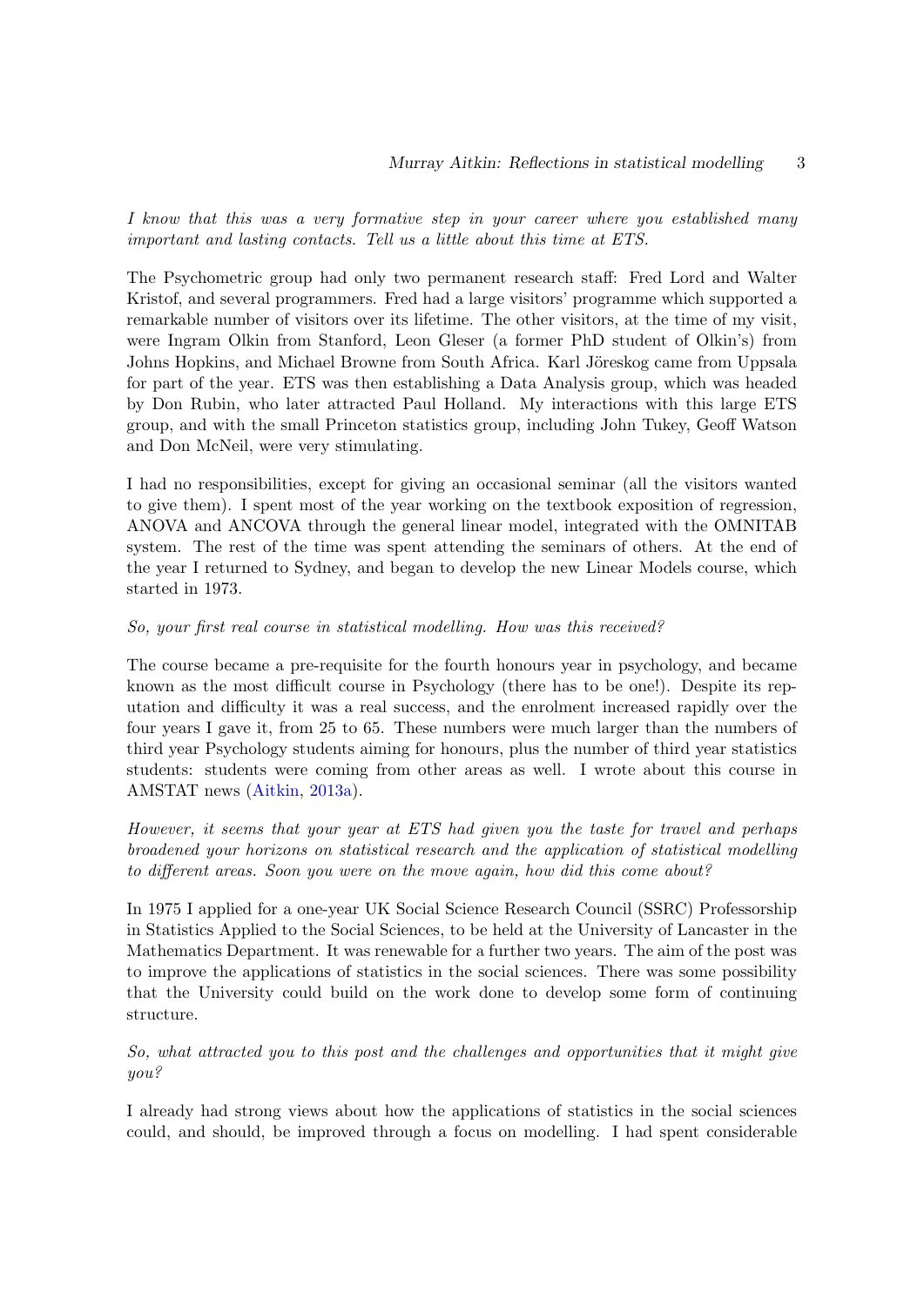*I know that this was a very formative step in your career where you established many important and lasting contacts. Tell us a little about this time at ETS.*

The Psychometric group had only two permanent research staff: Fred Lord and Walter Kristof, and several programmers. Fred had a large visitors' programme which supported a remarkable number of visitors over its lifetime. The other visitors, at the time of my visit, were Ingram Olkin from Stanford, Leon Gleser (a former PhD student of Olkin's) from Johns Hopkins, and Michael Browne from South Africa. Karl Jöreskog came from Uppsala for part of the year. ETS was then establishing a Data Analysis group, which was headed by Don Rubin, who later attracted Paul Holland. My interactions with this large ETS group, and with the small Princeton statistics group, including John Tukey, Geoff Watson and Don McNeil, were very stimulating.

I had no responsibilities, except for giving an occasional seminar (all the visitors wanted to give them). I spent most of the year working on the textbook exposition of regression, ANOVA and ANCOVA through the general linear model, integrated with the OMNITAB system. The rest of the time was spent attending the seminars of others. At the end of the year I returned to Sydney, and began to develop the new Linear Models course, which started in 1973.

*So, your first real course in statistical modelling. How was this received?*

The course became a pre-requisite for the fourth honours year in psychology, and became known as the most difficult course in Psychology (there has to be one!). Despite its reputation and difficulty it was a real success, and the enrolment increased rapidly over the four years I gave it, from 25 to 65. These numbers were much larger than the numbers of third year Psychology students aiming for honours, plus the number of third year statistics students: students were coming from other areas as well. I wrote about this course in AMSTAT news (Aitkin, 2013a).

*However, it seems that your year at ETS had given you the taste for travel and perhaps broadened your horizons on statistical research and the application of statistical modelling to different areas. Soon you were on the move again, how did this come about?*

In 1975 I applied for a one-year UK Social Science Research Council (SSRC) Professorship in Statistics Applied to the Social Sciences, to be held at the University of Lancaster in the Mathematics Department. It was renewable for a further two years. The aim of the post was to improve the applications of statistics in the social sciences. There was some possibility that the University could build on the work done to develop some form of continuing structure.

*So, what attracted you to this post and the challenges and opportunities that it might give you?*

I already had strong views about how the applications of statistics in the social sciences could, and should, be improved through a focus on modelling. I had spent considerable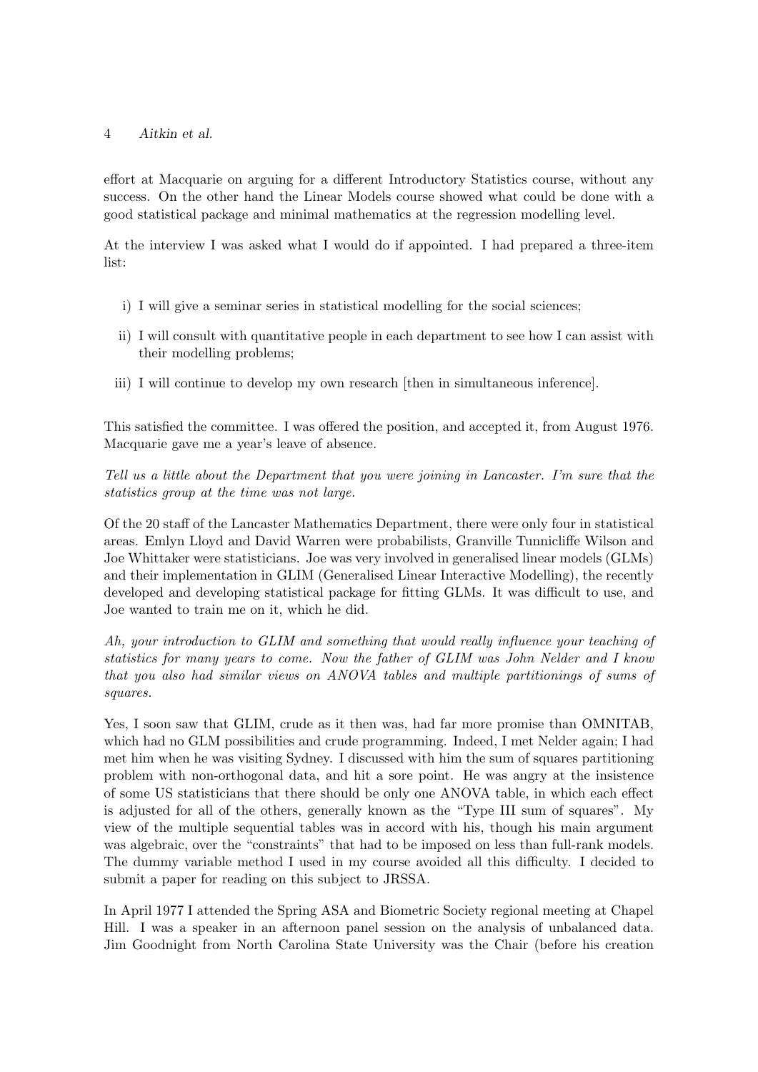effort at Macquarie on arguing for a different Introductory Statistics course, without any success. On the other hand the Linear Models course showed what could be done with a good statistical package and minimal mathematics at the regression modelling level.

At the interview I was asked what I would do if appointed. I had prepared a three-item list:

i) I will give a seminar series in statistical modelling for the social sciences;

ii) I will consult with quantitative people in each department to see how I can assist with their modelling problems;

iii) I will continue to develop my own research [then in simultaneous inference].

This satisfied the committee. I was offered the position, and accepted it, from August 1976. Macquarie gave me a year's leave of absence.

*Tell us a little about the Department that you were joining in Lancaster. I'm sure that the statistics group at the time was not large.*

Of the 20 staff of the Lancaster Mathematics Department, there were only four in statistical areas. Emlyn Lloyd and David Warren were probabilists, Granville Tunnicliffe Wilson and Joe Whittaker were statisticians. Joe was very involved in generalised linear models (GLMs) and their implementation in GLIM (Generalised Linear Interactive Modelling), the recently developed and developing statistical package for fitting GLMs. It was difficult to use, and Joe wanted to train me on it, which he did.

*Ah, your introduction to GLIM and something that would really influence your teaching of statistics for many years to come. Now the father of GLIM was John Nelder and I know that you also had similar views on ANOVA tables and multiple partitionings of sums of squares.*

Yes, I soon saw that GLIM, crude as it then was, had far more promise than OMNITAB, which had no GLM possibilities and crude programming. Indeed, I met Nelder again; I had met him when he was visiting Sydney. I discussed with him the sum of squares partitioning problem with non-orthogonal data, and hit a sore point. He was angry at the insistence of some US statisticians that there should be only one ANOVA table, in which each effect is adjusted for all of the others, generally known as the "Type III sum of squares". My view of the multiple sequential tables was in accord with his, though his main argument was algebraic, over the "constraints" that had to be imposed on less than full-rank models. The dummy variable method I used in my course avoided all this difficulty. I decided to submit a paper for reading on this subject to JRSSA.

In April 1977 I attended the Spring ASA and Biometric Society regional meeting at Chapel Hill. I was a speaker in an afternoon panel session on the analysis of unbalanced data. Jim Goodnight from North Carolina State University was the Chair (before his creation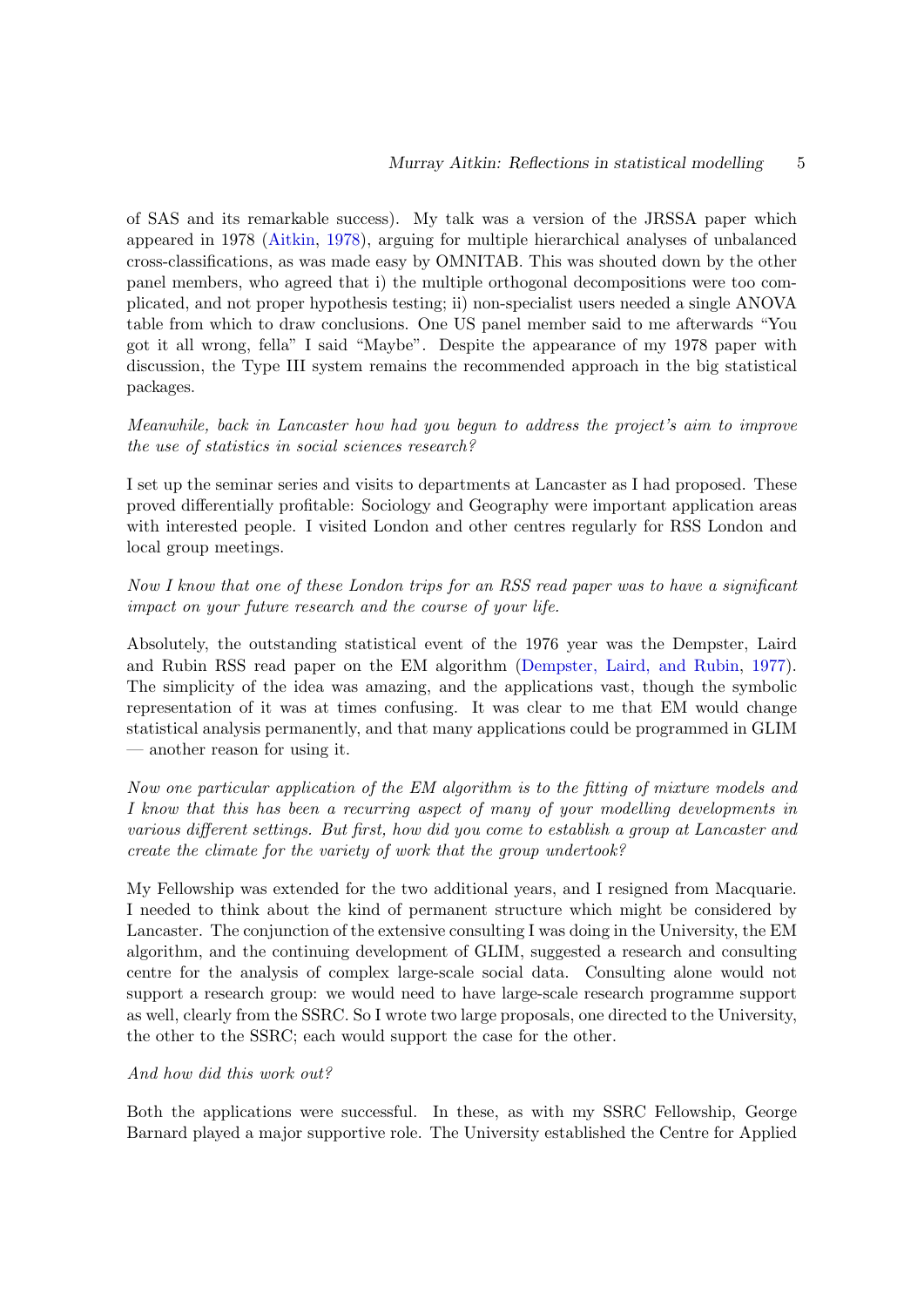of SAS and its remarkable success). My talk was a version of the JRSSA paper which appeared in 1978 (Aitkin, 1978), arguing for multiple hierarchical analyses of unbalanced cross-classifications, as was made easy by OMNITAB. This was shouted down by the other panel members, who agreed that i) the multiple orthogonal decompositions were too complicated, and not proper hypothesis testing; ii) non-specialist users needed a single ANOVA table from which to draw conclusions. One US panel member said to me afterwards "You got it all wrong, fella" I said "Maybe". Despite the appearance of my 1978 paper with discussion, the Type III system remains the recommended approach in the big statistical packages.

*Meanwhile, back in Lancaster how had you begun to address the project's aim to improve the use of statistics in social sciences research?*

I set up the seminar series and visits to departments at Lancaster as I had proposed. These proved differentially profitable: Sociology and Geography were important application areas with interested people. I visited London and other centres regularly for RSS London and local group meetings.

*Now I know that one of these London trips for an RSS read paper was to have a significant impact on your future research and the course of your life.*

Absolutely, the outstanding statistical event of the 1976 year was the Dempster, Laird and Rubin RSS read paper on the EM algorithm (Dempster, Laird, and Rubin, 1977). The simplicity of the idea was amazing, and the applications vast, though the symbolic representation of it was at times confusing. It was clear to me that EM would change statistical analysis permanently, and that many applications could be programmed in GLIM — another reason for using it.

*Now one particular application of the EM algorithm is to the fitting of mixture models and I know that this has been a recurring aspect of many of your modelling developments in various different settings. But first, how did you come to establish a group at Lancaster and create the climate for the variety of work that the group undertook?*

My Fellowship was extended for the two additional years, and I resigned from Macquarie. I needed to think about the kind of permanent structure which might be considered by Lancaster. The conjunction of the extensive consulting I was doing in the University, the EM algorithm, and the continuing development of GLIM, suggested a research and consulting centre for the analysis of complex large-scale social data. Consulting alone would not support a research group: we would need to have large-scale research programme support as well, clearly from the SSRC. So I wrote two large proposals, one directed to the University, the other to the SSRC; each would support the case for the other.

*And how did this work out?*

Both the applications were successful. In these, as with my SSRC Fellowship, George Barnard played a major supportive role. The University established the Centre for Applied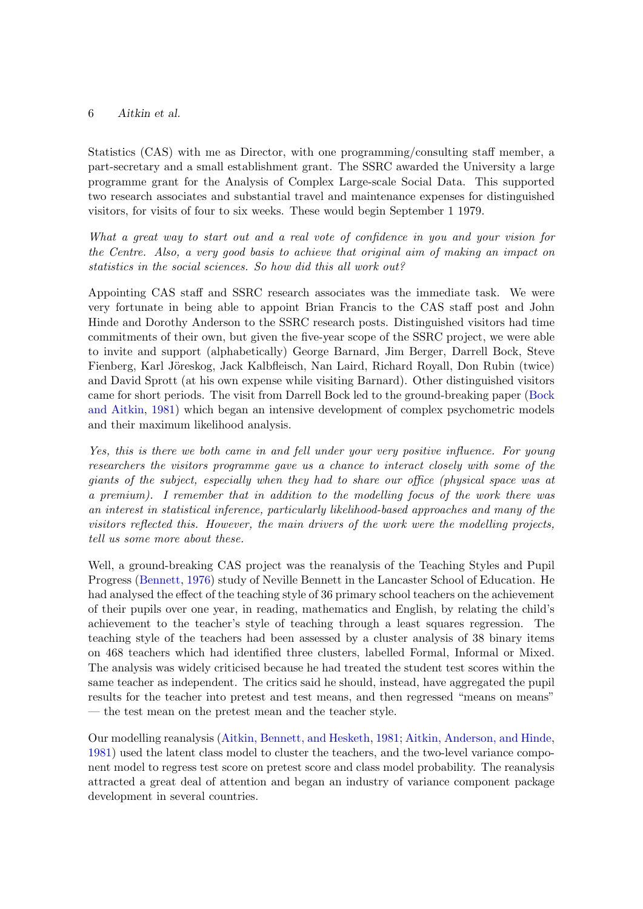Statistics (CAS) with me as Director, with one programming/consulting staff member, a part-secretary and a small establishment grant. The SSRC awarded the University a large programme grant for the Analysis of Complex Large-scale Social Data. This supported two research associates and substantial travel and maintenance expenses for distinguished visitors, for visits of four to six weeks. These would begin September 1 1979.

*What a great way to start out and a real vote of confidence in you and your vision for the Centre. Also, a very good basis to achieve that original aim of making an impact on statistics in the social sciences. So how did this all work out?*

Appointing CAS staff and SSRC research associates was the immediate task. We were very fortunate in being able to appoint Brian Francis to the CAS staff post and John Hinde and Dorothy Anderson to the SSRC research posts. Distinguished visitors had time commitments of their own, but given the five-year scope of the SSRC project, we were able to invite and support (alphabetically) George Barnard, Jim Berger, Darrell Bock, Steve Fienberg, Karl Jöreskog, Jack Kalbfleisch, Nan Laird, Richard Royall, Don Rubin (twice) and David Sprott (at his own expense while visiting Barnard). Other distinguished visitors came for short periods. The visit from Darrell Bock led to the ground-breaking paper (Bock and Aitkin, 1981) which began an intensive development of complex psychometric models and their maximum likelihood analysis.

*Yes, this is there we both came in and fell under your very positive influence. For young researchers the visitors programme gave us a chance to interact closely with some of the giants of the subject, especially when they had to share our office (physical space was at a premium). I remember that in addition to the modelling focus of the work there was an interest in statistical inference, particularly likelihood-based approaches and many of the visitors reflected this. However, the main drivers of the work were the modelling projects, tell us some more about these.*

Well, a ground-breaking CAS project was the reanalysis of the Teaching Styles and Pupil Progress (Bennett, 1976) study of Neville Bennett in the Lancaster School of Education. He had analysed the effect of the teaching style of 36 primary school teachers on the achievement of their pupils over one year, in reading, mathematics and English, by relating the child's achievement to the teacher's style of teaching through a least squares regression. The teaching style of the teachers had been assessed by a cluster analysis of 38 binary items on 468 teachers which had identified three clusters, labelled Formal, Informal or Mixed. The analysis was widely criticised because he had treated the student test scores within the same teacher as independent. The critics said he should, instead, have aggregated the pupil results for the teacher into pretest and test means, and then regressed "means on means" — the test mean on the pretest mean and the teacher style.

Our modelling reanalysis (Aitkin, Bennett, and Hesketh, 1981; Aitkin, Anderson, and Hinde, 1981) used the latent class model to cluster the teachers, and the two-level variance component model to regress test score on pretest score and class model probability. The reanalysis attracted a great deal of attention and began an industry of variance component package development in several countries.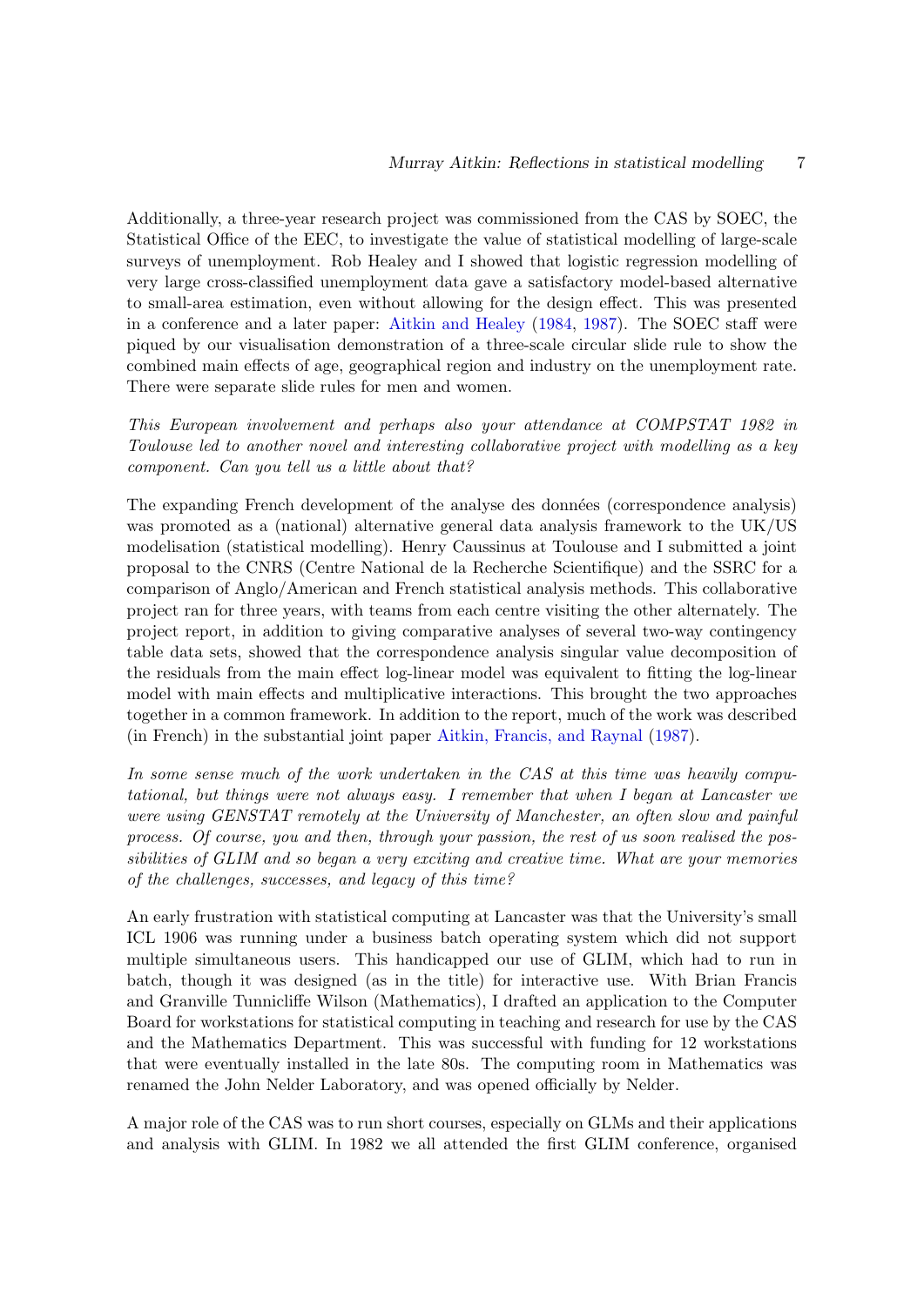Additionally, a three-year research project was commissioned from the CAS by SOEC, the Statistical Office of the EEC, to investigate the value of statistical modelling of large-scale surveys of unemployment. Rob Healey and I showed that logistic regression modelling of very large cross-classified unemployment data gave a satisfactory model-based alternative to small-area estimation, even without allowing for the design effect. This was presented in a conference and a later paper: Aitkin and Healey (1984, 1987). The SOEC staff were piqued by our visualisation demonstration of a three-scale circular slide rule to show the combined main effects of age, geographical region and industry on the unemployment rate. There were separate slide rules for men and women.

*This European involvement and perhaps also your attendance at COMPSTAT 1982 in Toulouse led to another novel and interesting collaborative project with modelling as a key component. Can you tell us a little about that?*

The expanding French development of the analyse des données (correspondence analysis) was promoted as a (national) alternative general data analysis framework to the UK/US modelisation (statistical modelling). Henry Caussinus at Toulouse and I submitted a joint proposal to the CNRS (Centre National de la Recherche Scientifique) and the SSRC for a comparison of Anglo/American and French statistical analysis methods. This collaborative project ran for three years, with teams from each centre visiting the other alternately. The project report, in addition to giving comparative analyses of several two-way contingency table data sets, showed that the correspondence analysis singular value decomposition of the residuals from the main effect log-linear model was equivalent to fitting the log-linear model with main effects and multiplicative interactions. This brought the two approaches together in a common framework. In addition to the report, much of the work was described (in French) in the substantial joint paper Aitkin, Francis, and Raynal (1987).

*In some sense much of the work undertaken in the CAS at this time was heavily computational, but things were not always easy. I remember that when I began at Lancaster we were using GENSTAT remotely at the University of Manchester, an often slow and painful process. Of course, you and then, through your passion, the rest of us soon realised the possibilities of GLIM and so began a very exciting and creative time. What are your memories of the challenges, successes, and legacy of this time?*

An early frustration with statistical computing at Lancaster was that the University's small ICL 1906 was running under a business batch operating system which did not support multiple simultaneous users. This handicapped our use of GLIM, which had to run in batch, though it was designed (as in the title) for interactive use. With Brian Francis and Granville Tunnicliffe Wilson (Mathematics), I drafted an application to the Computer Board for workstations for statistical computing in teaching and research for use by the CAS and the Mathematics Department. This was successful with funding for 12 workstations that were eventually installed in the late 80s. The computing room in Mathematics was renamed the John Nelder Laboratory, and was opened officially by Nelder.

A major role of the CAS was to run short courses, especially on GLMs and their applications and analysis with GLIM. In 1982 we all attended the first GLIM conference, organised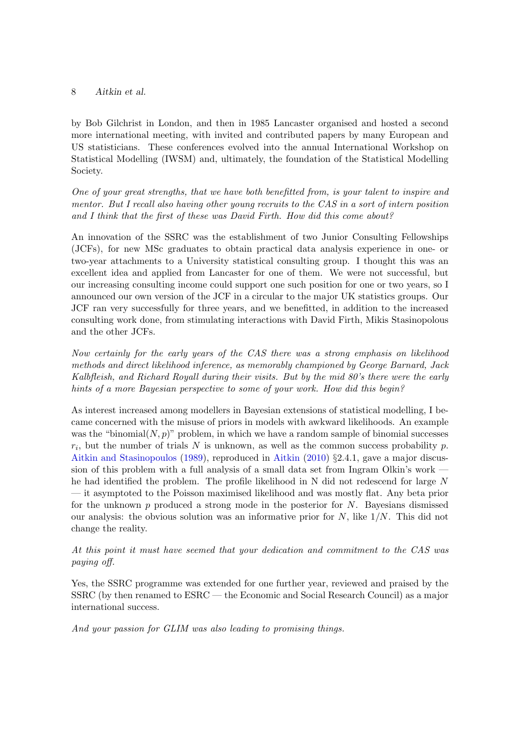by Bob Gilchrist in London, and then in 1985 Lancaster organised and hosted a second more international meeting, with invited and contributed papers by many European and US statisticians. These conferences evolved into the annual International Workshop on Statistical Modelling (IWSM) and, ultimately, the foundation of the Statistical Modelling Society.

*One of your great strengths, that we have both benefitted from, is your talent to inspire and mentor. But I recall also having other young recruits to the CAS in a sort of intern position and I think that the first of these was David Firth. How did this come about?*

An innovation of the SSRC was the establishment of two Junior Consulting Fellowships (JCFs), for new MSc graduates to obtain practical data analysis experience in one- or two-year attachments to a University statistical consulting group. I thought this was an excellent idea and applied from Lancaster for one of them. We were not successful, but our increasing consulting income could support one such position for one or two years, so I announced our own version of the JCF in a circular to the major UK statistics groups. Our JCF ran very successfully for three years, and we benefitted, in addition to the increased consulting work done, from stimulating interactions with David Firth, Mikis Stasinopolous and the other JCFs.

*Now certainly for the early years of the CAS there was a strong emphasis on likelihood methods and direct likelihood inference, as memorably championed by George Barnard, Jack Kalbfleish, and Richard Royall during their visits. But by the mid 80's there were the early hints of a more Bayesian perspective to some of your work. How did this begin?*

As interest increased among modellers in Bayesian extensions of statistical modelling, I became concerned with the misuse of priors in models with awkward likelihoods. An example was the "binomial$(N, p)$" problem, in which we have a random sample of binomial successes $r_i$, but the number of trials $N$ is unknown, as well as the common success probability $p$. Aitkin and Stasinopoulos (1989), reproduced in Aitkin (2010) §2.4.1, gave a major discussion of this problem with a full analysis of a small data set from Ingram Olkin's work — he had identified the problem. The profile likelihood in N did not redescend for large $N$ — it asymptoted to the Poisson maximised likelihood and was mostly flat. Any beta prior for the unknown $p$ produced a strong mode in the posterior for $N$. Bayesians dismissed our analysis: the obvious solution was an informative prior for $N$, like $1/N$. This did not change the reality.

*At this point it must have seemed that your dedication and commitment to the CAS was paying off.*

Yes, the SSRC programme was extended for one further year, reviewed and praised by the SSRC (by then renamed to ESRC — the Economic and Social Research Council) as a major international success.

*And your passion for GLIM was also leading to promising things.*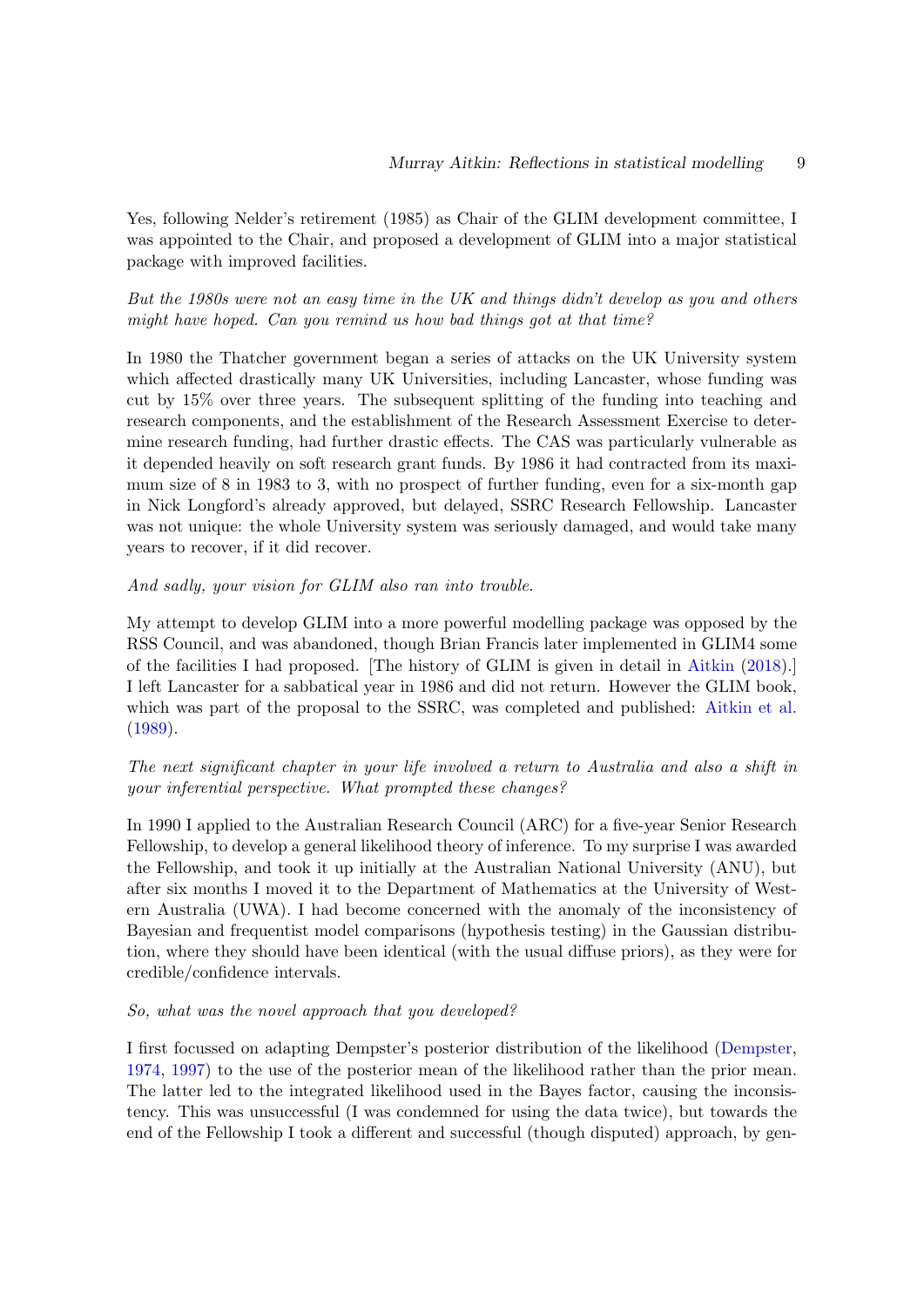Yes, following Nelder's retirement (1985) as Chair of the GLIM development committee, I was appointed to the Chair, and proposed a development of GLIM into a major statistical package with improved facilities.

*But the 1980s were not an easy time in the UK and things didn't develop as you and others might have hoped. Can you remind us how bad things got at that time?*

In 1980 the Thatcher government began a series of attacks on the UK University system which affected drastically many UK Universities, including Lancaster, whose funding was cut by 15% over three years. The subsequent splitting of the funding into teaching and research components, and the establishment of the Research Assessment Exercise to determine research funding, had further drastic effects. The CAS was particularly vulnerable as it depended heavily on soft research grant funds. By 1986 it had contracted from its maximum size of 8 in 1983 to 3, with no prospect of further funding, even for a six-month gap in Nick Longford's already approved, but delayed, SSRC Research Fellowship. Lancaster was not unique: the whole University system was seriously damaged, and would take many years to recover, if it did recover.

*And sadly, your vision for GLIM also ran into trouble.*

My attempt to develop GLIM into a more powerful modelling package was opposed by the RSS Council, and was abandoned, though Brian Francis later implemented in GLIM4 some of the facilities I had proposed. [The history of GLIM is given in detail in Aitkin (2018).] I left Lancaster for a sabbatical year in 1986 and did not return. However the GLIM book, which was part of the proposal to the SSRC, was completed and published: Aitkin et al. (1989).

*The next significant chapter in your life involved a return to Australia and also a shift in your inferential perspective. What prompted these changes?*

In 1990 I applied to the Australian Research Council (ARC) for a five-year Senior Research Fellowship, to develop a general likelihood theory of inference. To my surprise I was awarded the Fellowship, and took it up initially at the Australian National University (ANU), but after six months I moved it to the Department of Mathematics at the University of Western Australia (UWA). I had become concerned with the anomaly of the inconsistency of Bayesian and frequentist model comparisons (hypothesis testing) in the Gaussian distribution, where they should have been identical (with the usual diffuse priors), as they were for credible/confidence intervals.

*So, what was the novel approach that you developed?*

I first focussed on adapting Dempster's posterior distribution of the likelihood (Dempster, 1974, 1997) to the use of the posterior mean of the likelihood rather than the prior mean. The latter led to the integrated likelihood used in the Bayes factor, causing the inconsistency. This was unsuccessful (I was condemned for using the data twice), but towards the end of the Fellowship I took a different and successful (though disputed) approach, by gen-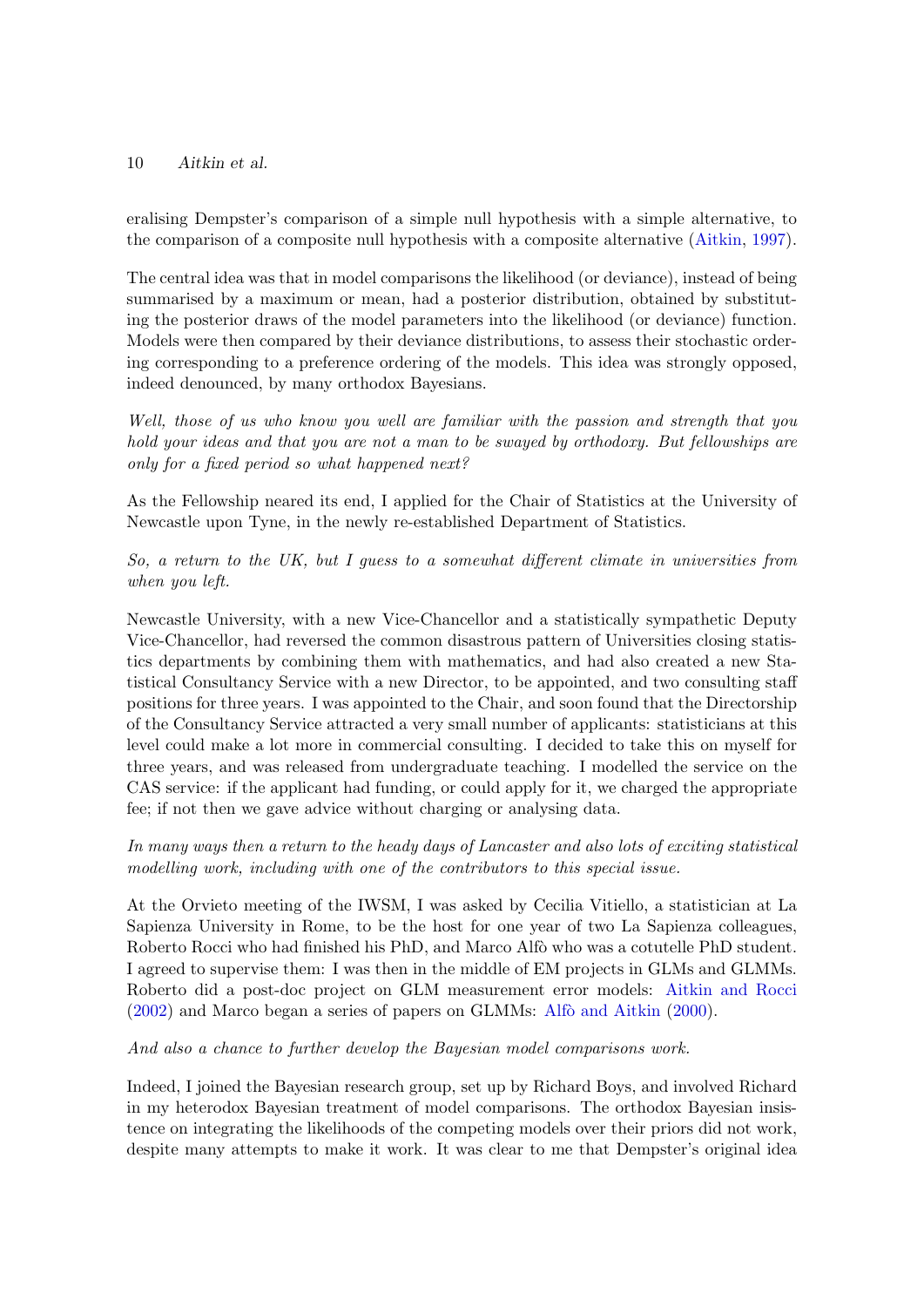eralising Dempster's comparison of a simple null hypothesis with a simple alternative, to the comparison of a composite null hypothesis with a composite alternative (Aitkin, 1997).

The central idea was that in model comparisons the likelihood (or deviance), instead of being summarised by a maximum or mean, had a posterior distribution, obtained by substituting the posterior draws of the model parameters into the likelihood (or deviance) function. Models were then compared by their deviance distributions, to assess their stochastic ordering corresponding to a preference ordering of the models. This idea was strongly opposed, indeed denounced, by many orthodox Bayesians.

*Well, those of us who know you well are familiar with the passion and strength that you hold your ideas and that you are not a man to be swayed by orthodoxy. But fellowships are only for a fixed period so what happened next?*

As the Fellowship neared its end, I applied for the Chair of Statistics at the University of Newcastle upon Tyne, in the newly re-established Department of Statistics.

*So, a return to the UK, but I guess to a somewhat different climate in universities from when you left.*

Newcastle University, with a new Vice-Chancellor and a statistically sympathetic Deputy Vice-Chancellor, had reversed the common disastrous pattern of Universities closing statistics departments by combining them with mathematics, and had also created a new Statistical Consultancy Service with a new Director, to be appointed, and two consulting staff positions for three years. I was appointed to the Chair, and soon found that the Directorship of the Consultancy Service attracted a very small number of applicants: statisticians at this level could make a lot more in commercial consulting. I decided to take this on myself for three years, and was released from undergraduate teaching. I modelled the service on the CAS service: if the applicant had funding, or could apply for it, we charged the appropriate fee; if not then we gave advice without charging or analysing data.

*In many ways then a return to the heady days of Lancaster and also lots of exciting statistical modelling work, including with one of the contributors to this special issue.*

At the Orvieto meeting of the IWSM, I was asked by Cecilia Vitiello, a statistician at La Sapienza University in Rome, to be the host for one year of two La Sapienza colleagues, Roberto Rocci who had finished his PhD, and Marco Alfò who was a cotutelle PhD student. I agreed to supervise them: I was then in the middle of EM projects in GLMs and GLMMs. Roberto did a post-doc project on GLM measurement error models: Aitkin and Rocci (2002) and Marco began a series of papers on GLMMs: Alfò and Aitkin (2000).

*And also a chance to further develop the Bayesian model comparisons work.*

Indeed, I joined the Bayesian research group, set up by Richard Boys, and involved Richard in my heterodox Bayesian treatment of model comparisons. The orthodox Bayesian insistence on integrating the likelihoods of the competing models over their priors did not work, despite many attempts to make it work. It was clear to me that Dempster's original idea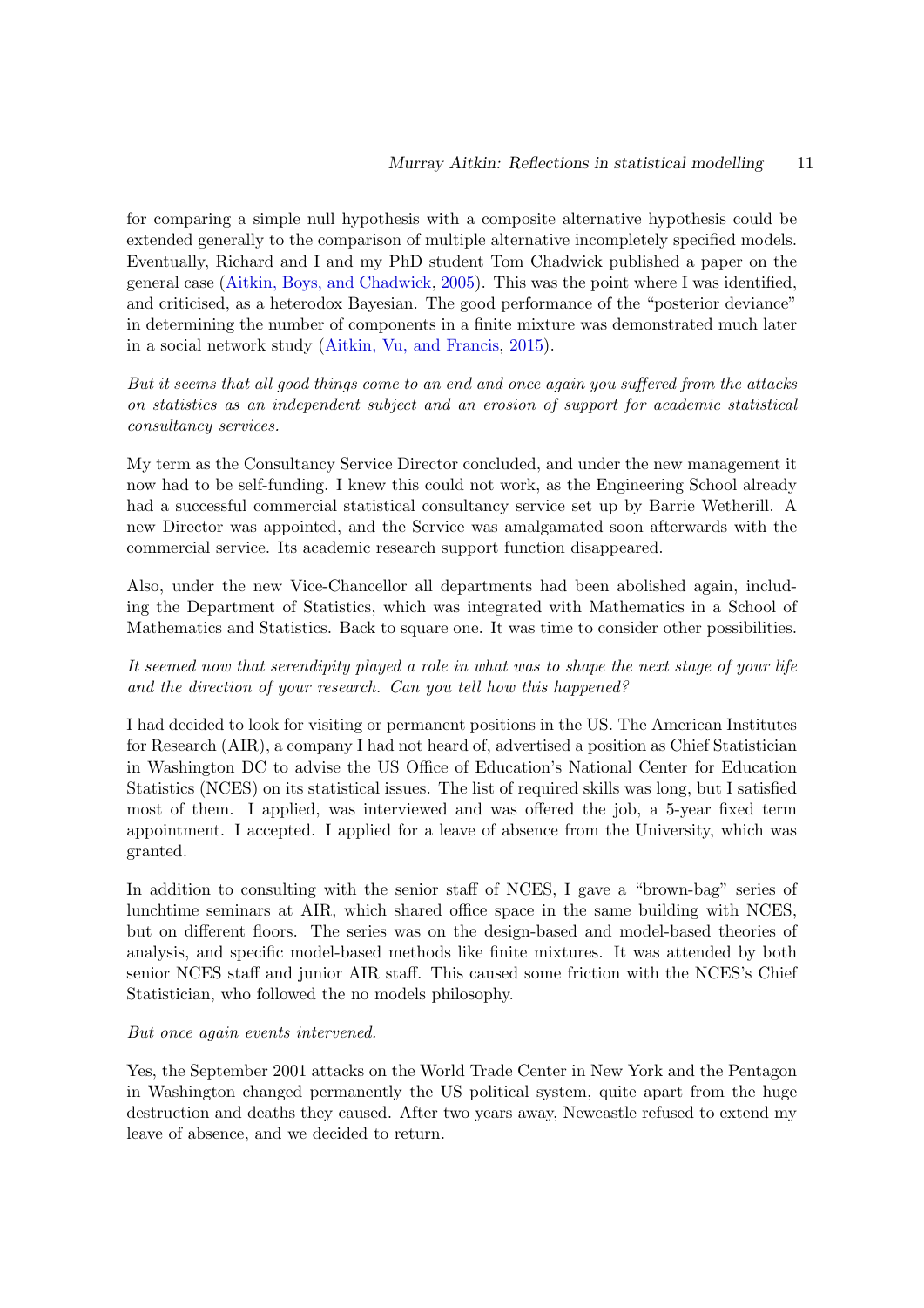for comparing a simple null hypothesis with a composite alternative hypothesis could be extended generally to the comparison of multiple alternative incompletely specified models. Eventually, Richard and I and my PhD student Tom Chadwick published a paper on the general case (Aitkin, Boys, and Chadwick, 2005). This was the point where I was identified, and criticised, as a heterodox Bayesian. The good performance of the "posterior deviance" in determining the number of components in a finite mixture was demonstrated much later in a social network study (Aitkin, Vu, and Francis, 2015).

*But it seems that all good things come to an end and once again you suffered from the attacks on statistics as an independent subject and an erosion of support for academic statistical consultancy services.*

My term as the Consultancy Service Director concluded, and under the new management it now had to be self-funding. I knew this could not work, as the Engineering School already had a successful commercial statistical consultancy service set up by Barrie Wetherill. A new Director was appointed, and the Service was amalgamated soon afterwards with the commercial service. Its academic research support function disappeared.

Also, under the new Vice-Chancellor all departments had been abolished again, including the Department of Statistics, which was integrated with Mathematics in a School of Mathematics and Statistics. Back to square one. It was time to consider other possibilities.

*It seemed now that serendipity played a role in what was to shape the next stage of your life and the direction of your research. Can you tell how this happened?*

I had decided to look for visiting or permanent positions in the US. The American Institutes for Research (AIR), a company I had not heard of, advertised a position as Chief Statistician in Washington DC to advise the US Office of Education's National Center for Education Statistics (NCES) on its statistical issues. The list of required skills was long, but I satisfied most of them. I applied, was interviewed and was offered the job, a 5-year fixed term appointment. I accepted. I applied for a leave of absence from the University, which was granted.

In addition to consulting with the senior staff of NCES, I gave a "brown-bag" series of lunchtime seminars at AIR, which shared office space in the same building with NCES, but on different floors. The series was on the design-based and model-based theories of analysis, and specific model-based methods like finite mixtures. It was attended by both senior NCES staff and junior AIR staff. This caused some friction with the NCES's Chief Statistician, who followed the no models philosophy.

*But once again events intervened.*

Yes, the September 2001 attacks on the World Trade Center in New York and the Pentagon in Washington changed permanently the US political system, quite apart from the huge destruction and deaths they caused. After two years away, Newcastle refused to extend my leave of absence, and we decided to return.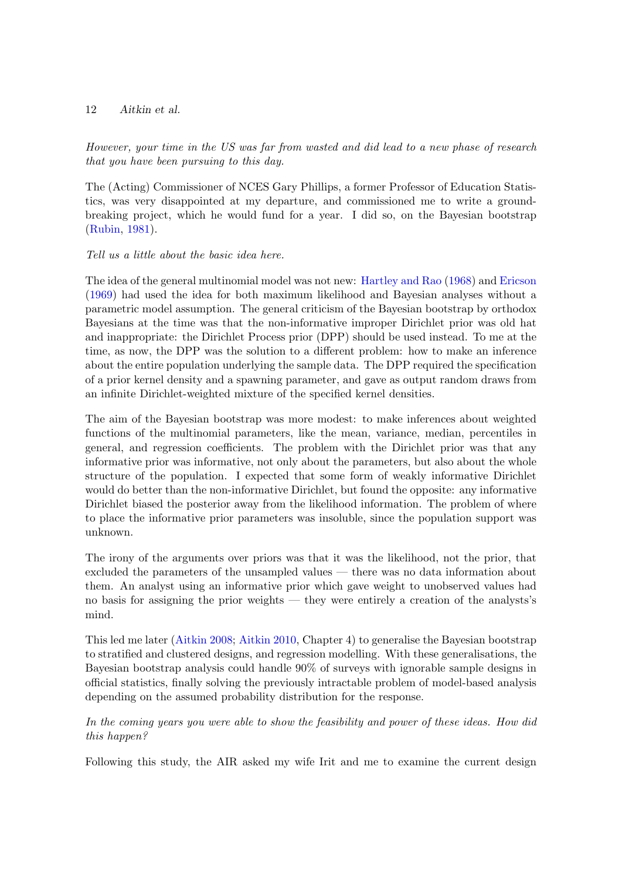*However, your time in the US was far from wasted and did lead to a new phase of research that you have been pursuing to this day.*

The (Acting) Commissioner of NCES Gary Phillips, a former Professor of Education Statistics, was very disappointed at my departure, and commissioned me to write a groundbreaking project, which he would fund for a year. I did so, on the Bayesian bootstrap (Rubin, 1981).

*Tell us a little about the basic idea here.*

The idea of the general multinomial model was not new: Hartley and Rao (1968) and Ericson (1969) had used the idea for both maximum likelihood and Bayesian analyses without a parametric model assumption. The general criticism of the Bayesian bootstrap by orthodox Bayesians at the time was that the non-informative improper Dirichlet prior was old hat and inappropriate: the Dirichlet Process prior (DPP) should be used instead. To me at the time, as now, the DPP was the solution to a different problem: how to make an inference about the entire population underlying the sample data. The DPP required the specification of a prior kernel density and a spawning parameter, and gave as output random draws from an infinite Dirichlet-weighted mixture of the specified kernel densities.

The aim of the Bayesian bootstrap was more modest: to make inferences about weighted functions of the multinomial parameters, like the mean, variance, median, percentiles in general, and regression coefficients. The problem with the Dirichlet prior was that any informative prior was informative, not only about the parameters, but also about the whole structure of the population. I expected that some form of weakly informative Dirichlet would do better than the non-informative Dirichlet, but found the opposite: any informative Dirichlet biased the posterior away from the likelihood information. The problem of where to place the informative prior parameters was insoluble, since the population support was unknown.

The irony of the arguments over priors was that it was the likelihood, not the prior, that excluded the parameters of the unsampled values — there was no data information about them. An analyst using an informative prior which gave weight to unobserved values had no basis for assigning the prior weights — they were entirely a creation of the analysts's mind.

This led me later (Aitkin 2008; Aitkin 2010, Chapter 4) to generalise the Bayesian bootstrap to stratified and clustered designs, and regression modelling. With these generalisations, the Bayesian bootstrap analysis could handle 90% of surveys with ignorable sample designs in official statistics, finally solving the previously intractable problem of model-based analysis depending on the assumed probability distribution for the response.

*In the coming years you were able to show the feasibility and power of these ideas. How did this happen?*

Following this study, the AIR asked my wife Irit and me to examine the current design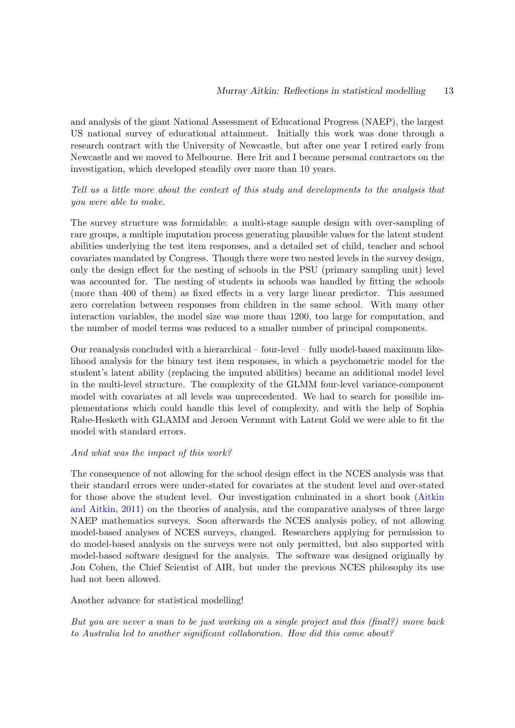and analysis of the giant National Assessment of Educational Progress (NAEP), the largest US national survey of educational attainment. Initially this work was done through a research contract with the University of Newcastle, but after one year I retired early from Newcastle and we moved to Melbourne. Here Irit and I became personal contractors on the investigation, which developed steadily over more than 10 years.

*Tell us a little more about the context of this study and developments to the analysis that you were able to make.*

The survey structure was formidable: a multi-stage sample design with over-sampling of rare groups, a multiple imputation process generating plausible values for the latent student abilities underlying the test item responses, and a detailed set of child, teacher and school covariates mandated by Congress. Though there were two nested levels in the survey design, only the design effect for the nesting of schools in the PSU (primary sampling unit) level was accounted for. The nesting of students in schools was handled by fitting the schools (more than 400 of them) as fixed effects in a very large linear predictor. This assumed zero correlation between responses from children in the same school. With many other interaction variables, the model size was more than 1200, too large for computation, and the number of model terms was reduced to a smaller number of principal components.

Our reanalysis concluded with a hierarchical – four-level – fully model-based maximum likelihood analysis for the binary test item responses, in which a psychometric model for the student's latent ability (replacing the imputed abilities) became an additional model level in the multi-level structure. The complexity of the GLMM four-level variance-component model with covariates at all levels was unprecedented. We had to search for possible implementations which could handle this level of complexity, and with the help of Sophia Rabe-Hesketh with GLAMM and Jeroen Vermunt with Latent Gold we were able to fit the model with standard errors.

*And what was the impact of this work?*

The consequence of not allowing for the school design effect in the NCES analysis was that their standard errors were under-stated for covariates at the student level and over-stated for those above the student level. Our investigation culminated in a short book (Aitkin and Aitkin, 2011) on the theories of analysis, and the comparative analyses of three large NAEP mathematics surveys. Soon afterwards the NCES analysis policy, of not allowing model-based analyses of NCES surveys, changed. Researchers applying for permission to do model-based analysis on the surveys were not only permitted, but also supported with model-based software designed for the analysis. The software was designed originally by Jon Cohen, the Chief Scientist of AIR, but under the previous NCES philosophy its use had not been allowed.

Another advance for statistical modelling!

*But you are never a man to be just working on a single project and this (final?) move back to Australia led to another significant collaboration. How did this come about?*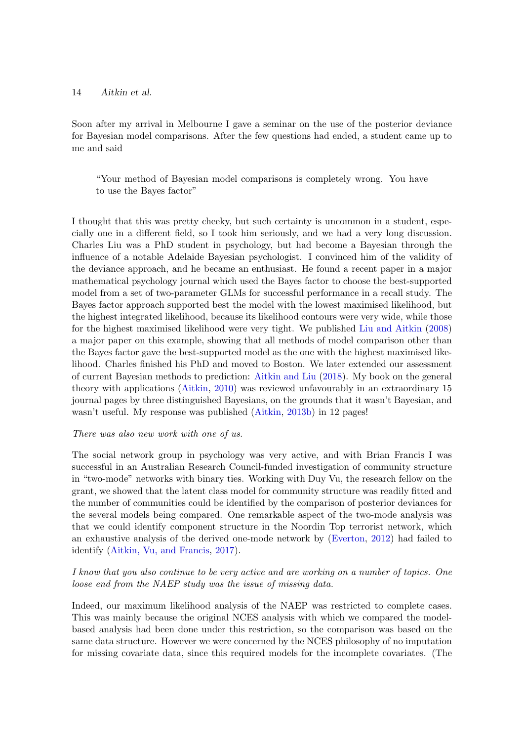Soon after my arrival in Melbourne I gave a seminar on the use of the posterior deviance for Bayesian model comparisons. After the few questions had ended, a student came up to me and said

> "Your method of Bayesian model comparisons is completely wrong. You have to use the Bayes factor"

I thought that this was pretty cheeky, but such certainty is uncommon in a student, especially one in a different field, so I took him seriously, and we had a very long discussion. Charles Liu was a PhD student in psychology, but had become a Bayesian through the influence of a notable Adelaide Bayesian psychologist. I convinced him of the validity of the deviance approach, and he became an enthusiast. He found a recent paper in a major mathematical psychology journal which used the Bayes factor to choose the best-supported model from a set of two-parameter GLMs for successful performance in a recall study. The Bayes factor approach supported best the model with the lowest maximised likelihood, but the highest integrated likelihood, because its likelihood contours were very wide, while those for the highest maximised likelihood were very tight. We published Liu and Aitkin (2008) a major paper on this example, showing that all methods of model comparison other than the Bayes factor gave the best-supported model as the one with the highest maximised likelihood. Charles finished his PhD and moved to Boston. We later extended our assessment of current Bayesian methods to prediction: Aitkin and Liu (2018). My book on the general theory with applications (Aitkin, 2010) was reviewed unfavourably in an extraordinary 15 journal pages by three distinguished Bayesians, on the grounds that it wasn't Bayesian, and wasn't useful. My response was published (Aitkin, 2013b) in 12 pages!

*There was also new work with one of us.*

The social network group in psychology was very active, and with Brian Francis I was successful in an Australian Research Council-funded investigation of community structure in "two-mode" networks with binary ties. Working with Duy Vu, the research fellow on the grant, we showed that the latent class model for community structure was readily fitted and the number of communities could be identified by the comparison of posterior deviances for the several models being compared. One remarkable aspect of the two-mode analysis was that we could identify component structure in the Noordin Top terrorist network, which an exhaustive analysis of the derived one-mode network by (Everton, 2012) had failed to identify (Aitkin, Vu, and Francis, 2017).

*I know that you also continue to be very active and are working on a number of topics. One loose end from the NAEP study was the issue of missing data.*

Indeed, our maximum likelihood analysis of the NAEP was restricted to complete cases. This was mainly because the original NCES analysis with which we compared the model-based analysis had been done under this restriction, so the comparison was based on the same data structure. However we were concerned by the NCES philosophy of no imputation for missing covariate data, since this required models for the incomplete covariates. (The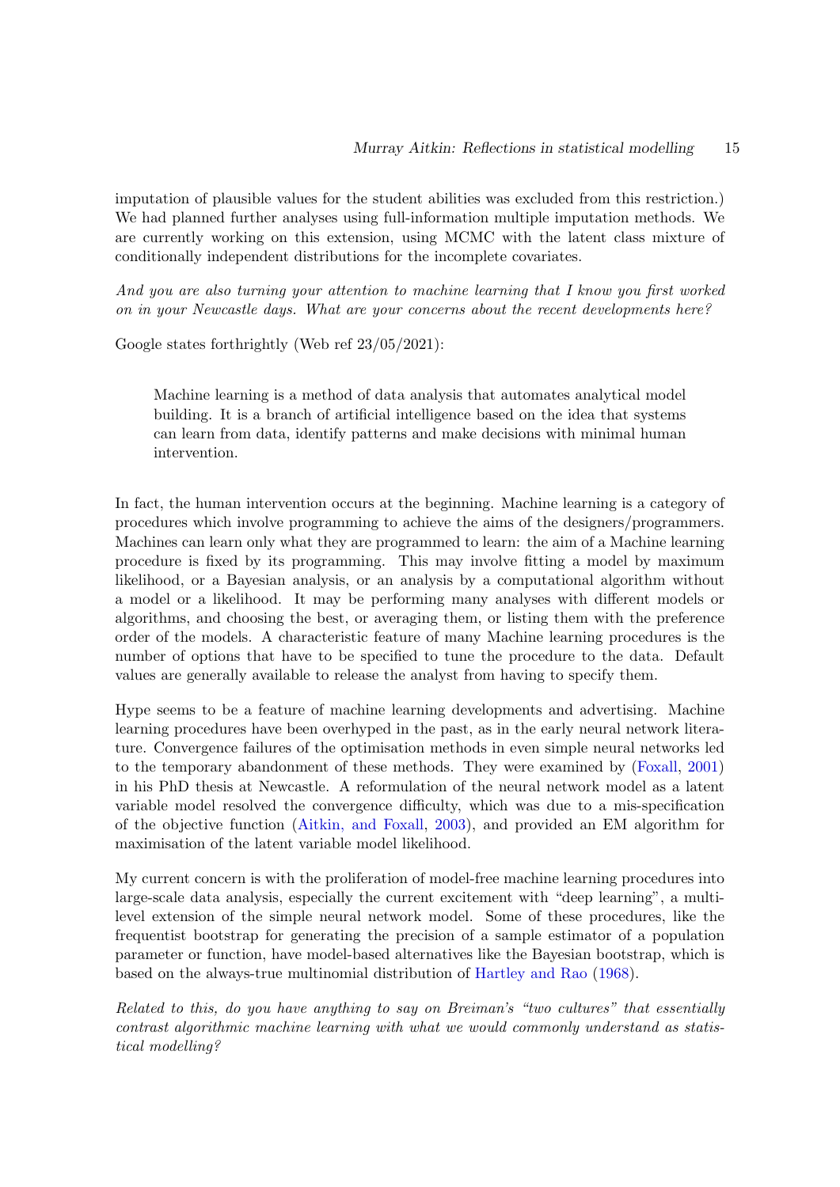imputation of plausible values for the student abilities was excluded from this restriction.) We had planned further analyses using full-information multiple imputation methods. We are currently working on this extension, using MCMC with the latent class mixture of conditionally independent distributions for the incomplete covariates.

*And you are also turning your attention to machine learning that I know you first worked on in your Newcastle days. What are your concerns about the recent developments here?*

Google states forthrightly (Web ref 23/05/2021):

> Machine learning is a method of data analysis that automates analytical model building. It is a branch of artificial intelligence based on the idea that systems can learn from data, identify patterns and make decisions with minimal human intervention.

In fact, the human intervention occurs at the beginning. Machine learning is a category of procedures which involve programming to achieve the aims of the designers/programmers. Machines can learn only what they are programmed to learn: the aim of a Machine learning procedure is fixed by its programming. This may involve fitting a model by maximum likelihood, or a Bayesian analysis, or an analysis by a computational algorithm without a model or a likelihood. It may be performing many analyses with different models or algorithms, and choosing the best, or averaging them, or listing them with the preference order of the models. A characteristic feature of many Machine learning procedures is the number of options that have to be specified to tune the procedure to the data. Default values are generally available to release the analyst from having to specify them.

Hype seems to be a feature of machine learning developments and advertising. Machine learning procedures have been overhyped in the past, as in the early neural network literature. Convergence failures of the optimisation methods in even simple neural networks led to the temporary abandonment of these methods. They were examined by (Foxall, 2001) in his PhD thesis at Newcastle. A reformulation of the neural network model as a latent variable model resolved the convergence difficulty, which was due to a mis-specification of the objective function (Aitkin, and Foxall, 2003), and provided an EM algorithm for maximisation of the latent variable model likelihood.

My current concern is with the proliferation of model-free machine learning procedures into large-scale data analysis, especially the current excitement with "deep learning", a multi-level extension of the simple neural network model. Some of these procedures, like the frequentist bootstrap for generating the precision of a sample estimator of a population parameter or function, have model-based alternatives like the Bayesian bootstrap, which is based on the always-true multinomial distribution of Hartley and Rao (1968).

*Related to this, do you have anything to say on Breiman's "two cultures" that essentially contrast algorithmic machine learning with what we would commonly understand as statistical modelling?*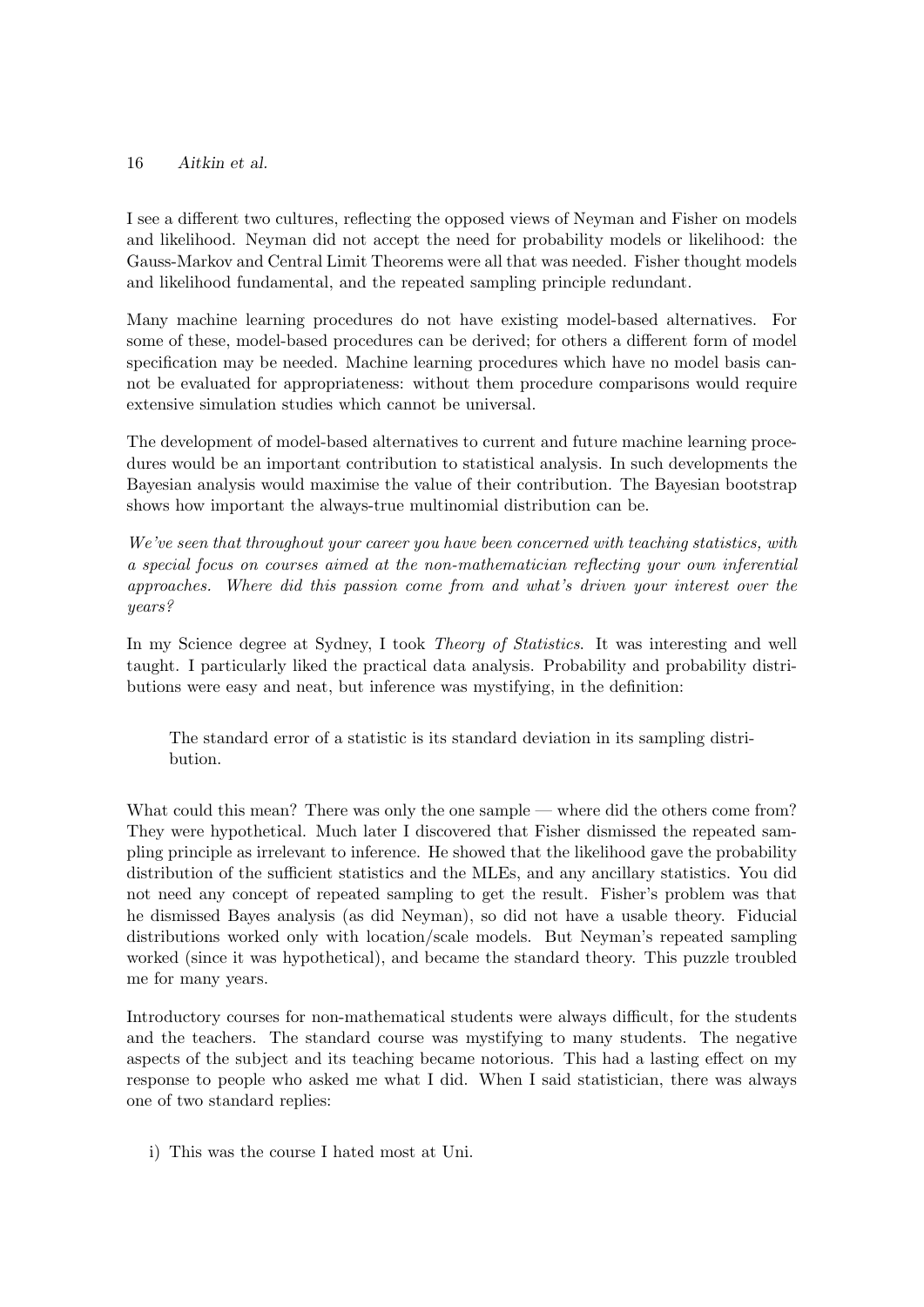I see a different two cultures, reflecting the opposed views of Neyman and Fisher on models and likelihood. Neyman did not accept the need for probability models or likelihood: the Gauss-Markov and Central Limit Theorems were all that was needed. Fisher thought models and likelihood fundamental, and the repeated sampling principle redundant.

Many machine learning procedures do not have existing model-based alternatives. For some of these, model-based procedures can be derived; for others a different form of model specification may be needed. Machine learning procedures which have no model basis cannot be evaluated for appropriateness: without them procedure comparisons would require extensive simulation studies which cannot be universal.

The development of model-based alternatives to current and future machine learning procedures would be an important contribution to statistical analysis. In such developments the Bayesian analysis would maximise the value of their contribution. The Bayesian bootstrap shows how important the always-true multinomial distribution can be.

*We've seen that throughout your career you have been concerned with teaching statistics, with a special focus on courses aimed at the non-mathematician reflecting your own inferential approaches. Where did this passion come from and what's driven your interest over the years?*

In my Science degree at Sydney, I took *Theory of Statistics*. It was interesting and well taught. I particularly liked the practical data analysis. Probability and probability distributions were easy and neat, but inference was mystifying, in the definition:

> The standard error of a statistic is its standard deviation in its sampling distribution.

What could this mean? There was only the one sample — where did the others come from? They were hypothetical. Much later I discovered that Fisher dismissed the repeated sampling principle as irrelevant to inference. He showed that the likelihood gave the probability distribution of the sufficient statistics and the MLEs, and any ancillary statistics. You did not need any concept of repeated sampling to get the result. Fisher's problem was that he dismissed Bayes analysis (as did Neyman), so did not have a usable theory. Fiducial distributions worked only with location/scale models. But Neyman's repeated sampling worked (since it was hypothetical), and became the standard theory. This puzzle troubled me for many years.

Introductory courses for non-mathematical students were always difficult, for the students and the teachers. The standard course was mystifying to many students. The negative aspects of the subject and its teaching became notorious. This had a lasting effect on my response to people who asked me what I did. When I said statistician, there was always one of two standard replies:

i) This was the course I hated most at Uni.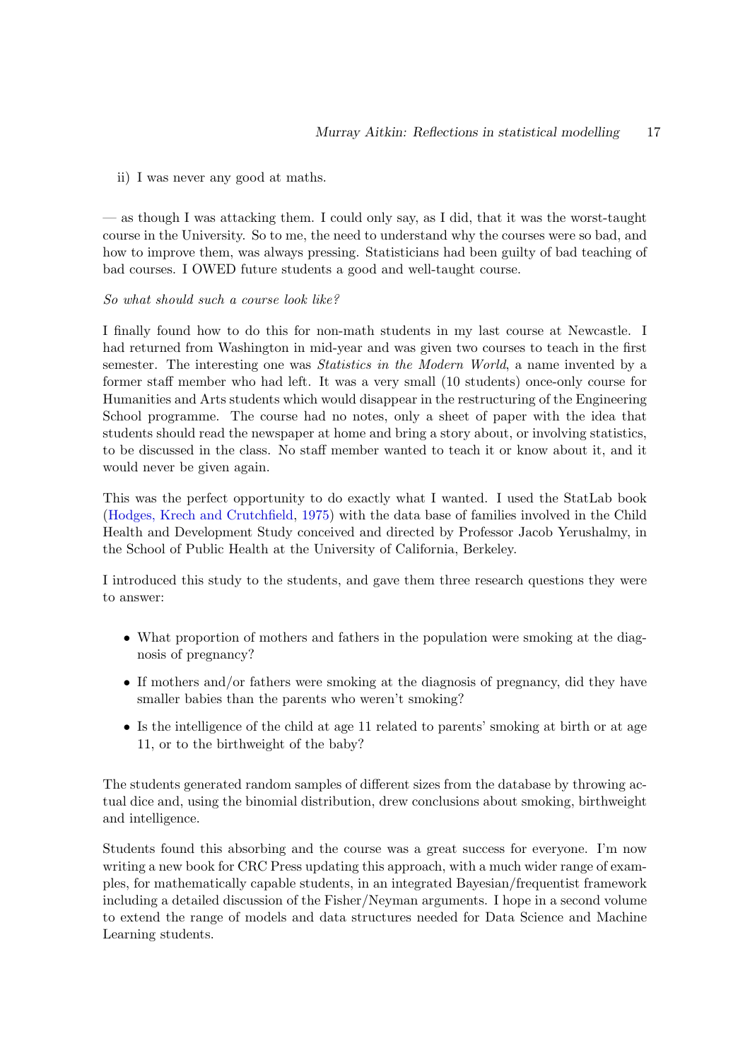ii) I was never any good at maths.

— as though I was attacking them. I could only say, as I did, that it was the worst-taught course in the University. So to me, the need to understand why the courses were so bad, and how to improve them, was always pressing. Statisticians had been guilty of bad teaching of bad courses. I OWED future students a good and well-taught course.

*So what should such a course look like?*

I finally found how to do this for non-math students in my last course at Newcastle. I had returned from Washington in mid-year and was given two courses to teach in the first semester. The interesting one was *Statistics in the Modern World*, a name invented by a former staff member who had left. It was a very small (10 students) once-only course for Humanities and Arts students which would disappear in the restructuring of the Engineering School programme. The course had no notes, only a sheet of paper with the idea that students should read the newspaper at home and bring a story about, or involving statistics, to be discussed in the class. No staff member wanted to teach it or know about it, and it would never be given again.

This was the perfect opportunity to do exactly what I wanted. I used the StatLab book (Hodges, Krech and Crutchfield, 1975) with the data base of families involved in the Child Health and Development Study conceived and directed by Professor Jacob Yerushalmy, in the School of Public Health at the University of California, Berkeley.

I introduced this study to the students, and gave them three research questions they were to answer:

- What proportion of mothers and fathers in the population were smoking at the diagnosis of pregnancy?
- If mothers and/or fathers were smoking at the diagnosis of pregnancy, did they have smaller babies than the parents who weren't smoking?
- Is the intelligence of the child at age 11 related to parents' smoking at birth or at age 11, or to the birthweight of the baby?

The students generated random samples of different sizes from the database by throwing actual dice and, using the binomial distribution, drew conclusions about smoking, birthweight and intelligence.

Students found this absorbing and the course was a great success for everyone. I'm now writing a new book for CRC Press updating this approach, with a much wider range of examples, for mathematically capable students, in an integrated Bayesian/frequentist framework including a detailed discussion of the Fisher/Neyman arguments. I hope in a second volume to extend the range of models and data structures needed for Data Science and Machine Learning students.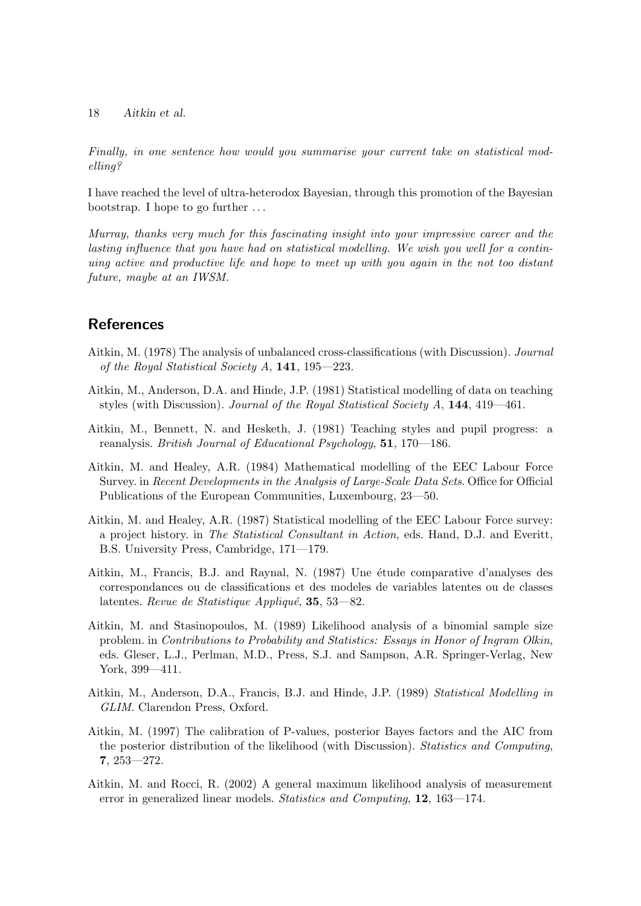*Finally, in one sentence how would you summarise your current take on statistical modelling?*

I have reached the level of ultra-heterodox Bayesian, through this promotion of the Bayesian bootstrap. I hope to go further ...

*Murray, thanks very much for this fascinating insight into your impressive career and the lasting influence that you have had on statistical modelling. We wish you well for a continuing active and productive life and hope to meet up with you again in the not too distant future, maybe at an IWSM.*

## References

Aitkin, M. (1978) The analysis of unbalanced cross-classifications (with Discussion). *Journal of the Royal Statistical Society A*, **141**, 195—223.

Aitkin, M., Anderson, D.A. and Hinde, J.P. (1981) Statistical modelling of data on teaching styles (with Discussion). *Journal of the Royal Statistical Society A*, **144**, 419—461.

Aitkin, M., Bennett, N. and Hesketh, J. (1981) Teaching styles and pupil progress: a reanalysis. *British Journal of Educational Psychology*, **51**, 170—186.

Aitkin, M. and Healey, A.R. (1984) Mathematical modelling of the EEC Labour Force Survey. in *Recent Developments in the Analysis of Large-Scale Data Sets*. Office for Official Publications of the European Communities, Luxembourg, 23—50.

Aitkin, M. and Healey, A.R. (1987) Statistical modelling of the EEC Labour Force survey: a project history. in *The Statistical Consultant in Action*, eds. Hand, D.J. and Everitt, B.S. University Press, Cambridge, 171—179.

Aitkin, M., Francis, B.J. and Raynal, N. (1987) Une étude comparative d'analyses des correspondances ou de classifications et des modeles de variables latentes ou de classes latentes. *Revue de Statistique Appliqué*, **35**, 53—82.

Aitkin, M. and Stasinopoulos, M. (1989) Likelihood analysis of a binomial sample size problem. in *Contributions to Probability and Statistics: Essays in Honor of Ingram Olkin*, eds. Gleser, L.J., Perlman, M.D., Press, S.J. and Sampson, A.R. Springer-Verlag, New York, 399—411.

Aitkin, M., Anderson, D.A., Francis, B.J. and Hinde, J.P. (1989) *Statistical Modelling in GLIM*. Clarendon Press, Oxford.

Aitkin, M. (1997) The calibration of P-values, posterior Bayes factors and the AIC from the posterior distribution of the likelihood (with Discussion). *Statistics and Computing*, **7**, 253—272.

Aitkin, M. and Rocci, R. (2002) A general maximum likelihood analysis of measurement error in generalized linear models. *Statistics and Computing*, **12**, 163—174.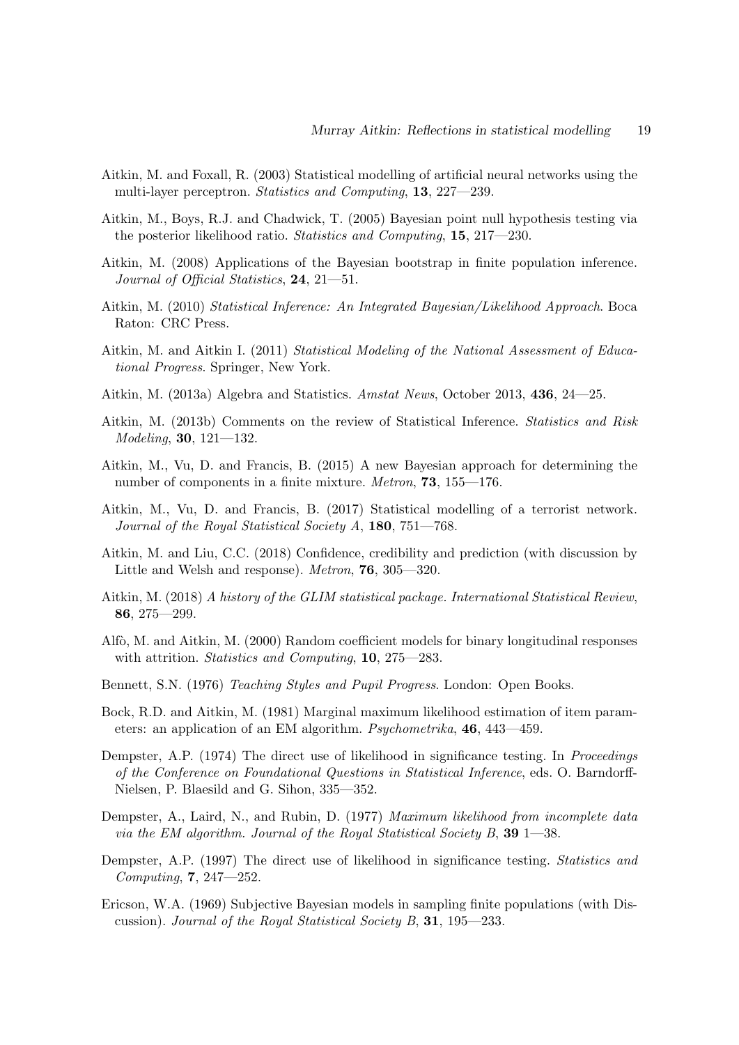Aitkin, M. and Foxall, R. (2003) Statistical modelling of artificial neural networks using the multi-layer perceptron. *Statistics and Computing*, **13**, 227—239.

Aitkin, M., Boys, R.J. and Chadwick, T. (2005) Bayesian point null hypothesis testing via the posterior likelihood ratio. *Statistics and Computing*, **15**, 217—230.

Aitkin, M. (2008) Applications of the Bayesian bootstrap in finite population inference. *Journal of Official Statistics*, **24**, 21—51.

Aitkin, M. (2010) *Statistical Inference: An Integrated Bayesian/Likelihood Approach*. Boca Raton: CRC Press.

Aitkin, M. and Aitkin I. (2011) *Statistical Modeling of the National Assessment of Educational Progress*. Springer, New York.

Aitkin, M. (2013a) Algebra and Statistics. *Amstat News*, October 2013, **436**, 24—25.

Aitkin, M. (2013b) Comments on the review of Statistical Inference. *Statistics and Risk Modeling*, **30**, 121—132.

Aitkin, M., Vu, D. and Francis, B. (2015) A new Bayesian approach for determining the number of components in a finite mixture. *Metron*, **73**, 155—176.

Aitkin, M., Vu, D. and Francis, B. (2017) Statistical modelling of a terrorist network. *Journal of the Royal Statistical Society A*, **180**, 751—768.

Aitkin, M. and Liu, C.C. (2018) Confidence, credibility and prediction (with discussion by Little and Welsh and response). *Metron*, **76**, 305—320.

Aitkin, M. (2018) *A history of the GLIM statistical package. International Statistical Review*, **86**, 275—299.

Alfò, M. and Aitkin, M. (2000) Random coefficient models for binary longitudinal responses with attrition. *Statistics and Computing*, **10**, 275—283.

Bennett, S.N. (1976) *Teaching Styles and Pupil Progress*. London: Open Books.

Bock, R.D. and Aitkin, M. (1981) Marginal maximum likelihood estimation of item parameters: an application of an EM algorithm. *Psychometrika*, **46**, 443—459.

Dempster, A.P. (1974) The direct use of likelihood in significance testing. In *Proceedings of the Conference on Foundational Questions in Statistical Inference*, eds. O. Barndorff-Nielsen, P. Blaesild and G. Sihon, 335—352.

Dempster, A., Laird, N., and Rubin, D. (1977) *Maximum likelihood from incomplete data via the EM algorithm. Journal of the Royal Statistical Society B*, **39** 1—38.

Dempster, A.P. (1997) The direct use of likelihood in significance testing. *Statistics and Computing*, **7**, 247—252.

Ericson, W.A. (1969) Subjective Bayesian models in sampling finite populations (with Discussion). *Journal of the Royal Statistical Society B*, **31**, 195—233.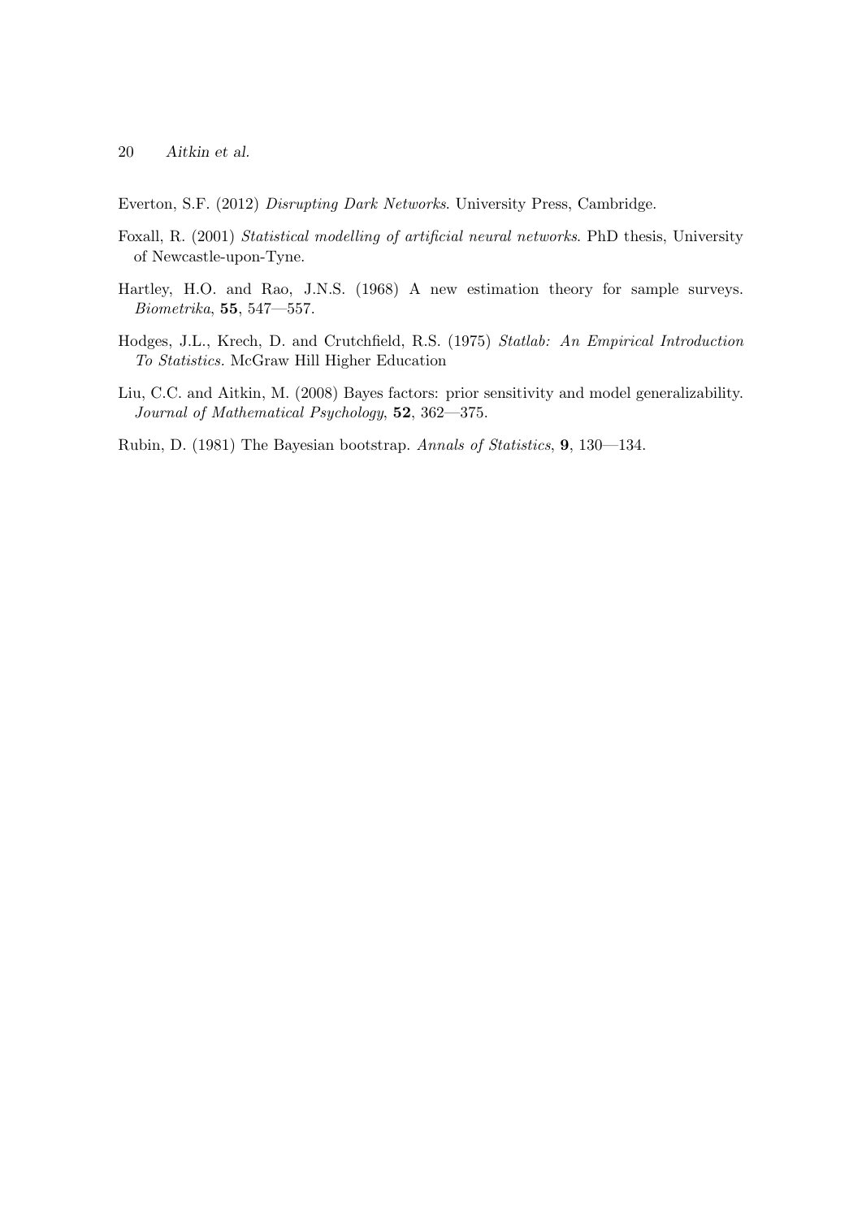Everton, S.F. (2012) *Disrupting Dark Networks*. University Press, Cambridge.

Foxall, R. (2001) *Statistical modelling of artificial neural networks*. PhD thesis, University of Newcastle-upon-Tyne.

Hartley, H.O. and Rao, J.N.S. (1968) A new estimation theory for sample surveys. *Biometrika*, **55**, 547—557.

Hodges, J.L., Krech, D. and Crutchfield, R.S. (1975) *Statlab: An Empirical Introduction To Statistics.* McGraw Hill Higher Education

Liu, C.C. and Aitkin, M. (2008) Bayes factors: prior sensitivity and model generalizability. *Journal of Mathematical Psychology*, **52**, 362—375.

Rubin, D. (1981) The Bayesian bootstrap. *Annals of Statistics*, **9**, 130—134.